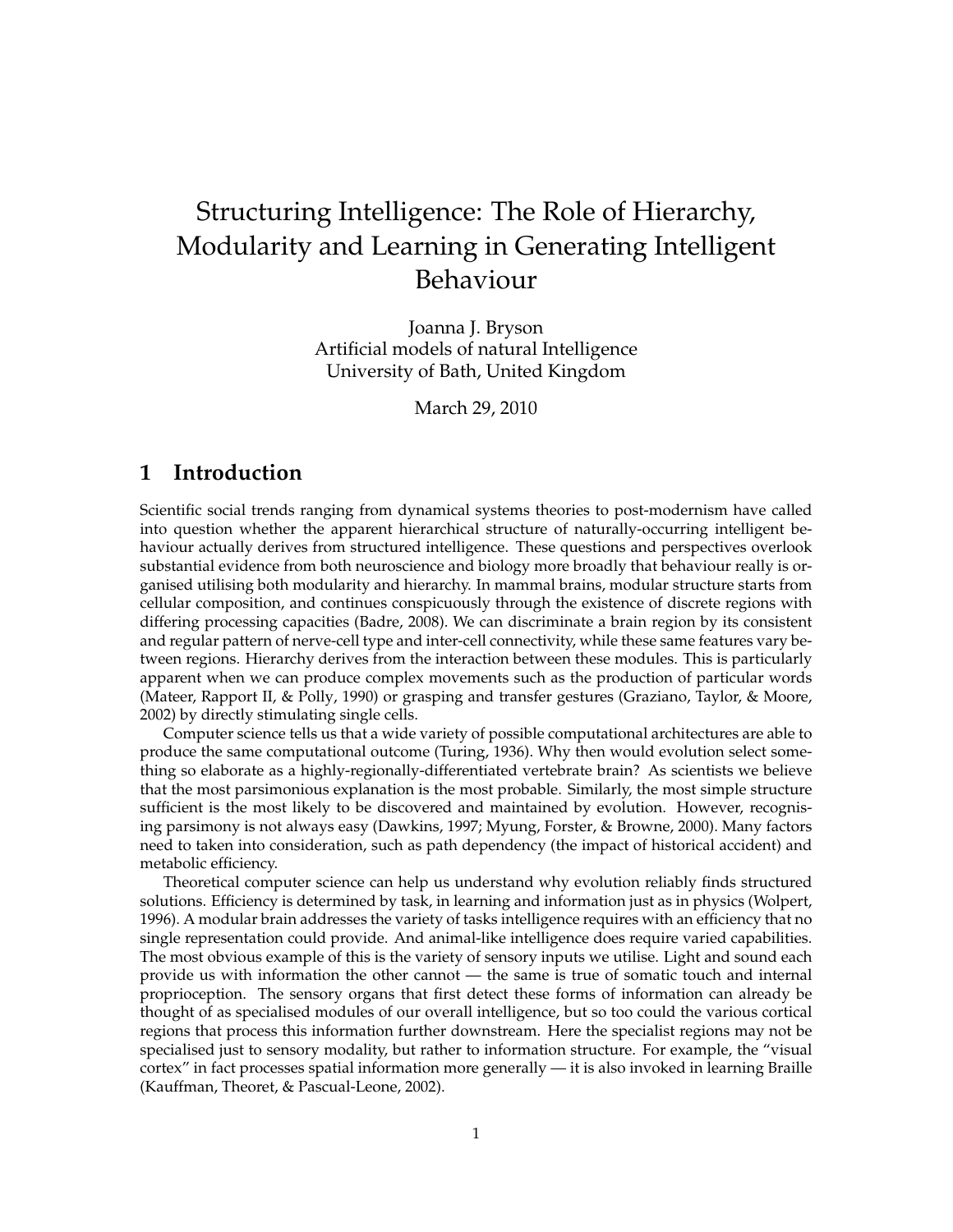# Structuring Intelligence: The Role of Hierarchy, Modularity and Learning in Generating Intelligent Behaviour

Joanna J. Bryson
Artificial models of natural Intelligence
University of Bath, United Kingdom

March 29, 2010

## 1 Introduction

Scientific social trends ranging from dynamical systems theories to post-modernism have called into question whether the apparent hierarchical structure of naturally-occurring intelligent behaviour actually derives from structured intelligence. These questions and perspectives overlook substantial evidence from both neuroscience and biology more broadly that behaviour really is organised utilising both modularity and hierarchy. In mammal brains, modular structure starts from cellular composition, and continues conspicuously through the existence of discrete regions with differing processing capacities (Badre, 2008). We can discriminate a brain region by its consistent and regular pattern of nerve-cell type and inter-cell connectivity, while these same features vary between regions. Hierarchy derives from the interaction between these modules. This is particularly apparent when we can produce complex movements such as the production of particular words (Mateer, Rapport II, & Polly, 1990) or grasping and transfer gestures (Graziano, Taylor, & Moore, 2002) by directly stimulating single cells.

Computer science tells us that a wide variety of possible computational architectures are able to produce the same computational outcome (Turing, 1936). Why then would evolution select something so elaborate as a highly-regionally-differentiated vertebrate brain? As scientists we believe that the most parsimonious explanation is the most probable. Similarly, the most simple structure sufficient is the most likely to be discovered and maintained by evolution. However, recognising parsimony is not always easy (Dawkins, 1997; Myung, Forster, & Browne, 2000). Many factors need to taken into consideration, such as path dependency (the impact of historical accident) and metabolic efficiency.

Theoretical computer science can help us understand why evolution reliably finds structured solutions. Efficiency is determined by task, in learning and information just as in physics (Wolpert, 1996). A modular brain addresses the variety of tasks intelligence requires with an efficiency that no single representation could provide. And animal-like intelligence does require varied capabilities. The most obvious example of this is the variety of sensory inputs we utilise. Light and sound each provide us with information the other cannot — the same is true of somatic touch and internal proprioception. The sensory organs that first detect these forms of information can already be thought of as specialised modules of our overall intelligence, but so too could the various cortical regions that process this information further downstream. Here the specialist regions may not be specialised just to sensory modality, but rather to information structure. For example, the "visual cortex" in fact processes spatial information more generally — it is also invoked in learning Braille (Kauffman, Theoret, & Pascual-Leone, 2002).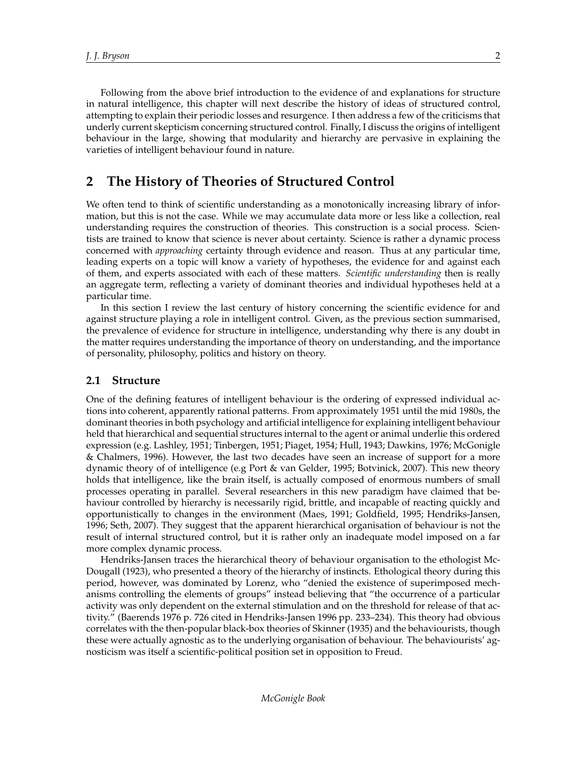Following from the above brief introduction to the evidence of and explanations for structure in natural intelligence, this chapter will next describe the history of ideas of structured control, attempting to explain their periodic losses and resurgence. I then address a few of the criticisms that underly current skepticism concerning structured control. Finally, I discuss the origins of intelligent behaviour in the large, showing that modularity and hierarchy are pervasive in explaining the varieties of intelligent behaviour found in nature.

## 2 The History of Theories of Structured Control

We often tend to think of scientific understanding as a monotonically increasing library of information, but this is not the case. While we may accumulate data more or less like a collection, real understanding requires the construction of theories. This construction is a social process. Scientists are trained to know that science is never about certainty. Science is rather a dynamic process concerned with *approaching* certainty through evidence and reason. Thus at any particular time, leading experts on a topic will know a variety of hypotheses, the evidence for and against each of them, and experts associated with each of these matters. *Scientific understanding* then is really an aggregate term, reflecting a variety of dominant theories and individual hypotheses held at a particular time.

In this section I review the last century of history concerning the scientific evidence for and against structure playing a role in intelligent control. Given, as the previous section summarised, the prevalence of evidence for structure in intelligence, understanding why there is any doubt in the matter requires understanding the importance of theory on understanding, and the importance of personality, philosophy, politics and history on theory.

### 2.1 Structure

One of the defining features of intelligent behaviour is the ordering of expressed individual actions into coherent, apparently rational patterns. From approximately 1951 until the mid 1980s, the dominant theories in both psychology and artificial intelligence for explaining intelligent behaviour held that hierarchical and sequential structures internal to the agent or animal underlie this ordered expression (e.g. Lashley, 1951; Tinbergen, 1951; Piaget, 1954; Hull, 1943; Dawkins, 1976; McGonigle & Chalmers, 1996). However, the last two decades have seen an increase of support for a more dynamic theory of of intelligence (e.g Port & van Gelder, 1995; Botvinick, 2007). This new theory holds that intelligence, like the brain itself, is actually composed of enormous numbers of small processes operating in parallel. Several researchers in this new paradigm have claimed that behaviour controlled by hierarchy is necessarily rigid, brittle, and incapable of reacting quickly and opportunistically to changes in the environment (Maes, 1991; Goldfield, 1995; Hendriks-Jansen, 1996; Seth, 2007). They suggest that the apparent hierarchical organisation of behaviour is not the result of internal structured control, but it is rather only an inadequate model imposed on a far more complex dynamic process.

Hendriks-Jansen traces the hierarchical theory of behaviour organisation to the ethologist McDougall (1923), who presented a theory of the hierarchy of instincts. Ethological theory during this period, however, was dominated by Lorenz, who "denied the existence of superimposed mechanisms controlling the elements of groups" instead believing that "the occurrence of a particular activity was only dependent on the external stimulation and on the threshold for release of that activity." (Baerends 1976 p. 726 cited in Hendriks-Jansen 1996 pp. 233–234). This theory had obvious correlates with the then-popular black-box theories of Skinner (1935) and the behaviourists, though these were actually agnostic as to the underlying organisation of behaviour. The behaviourists' agnosticism was itself a scientific-political position set in opposition to Freud.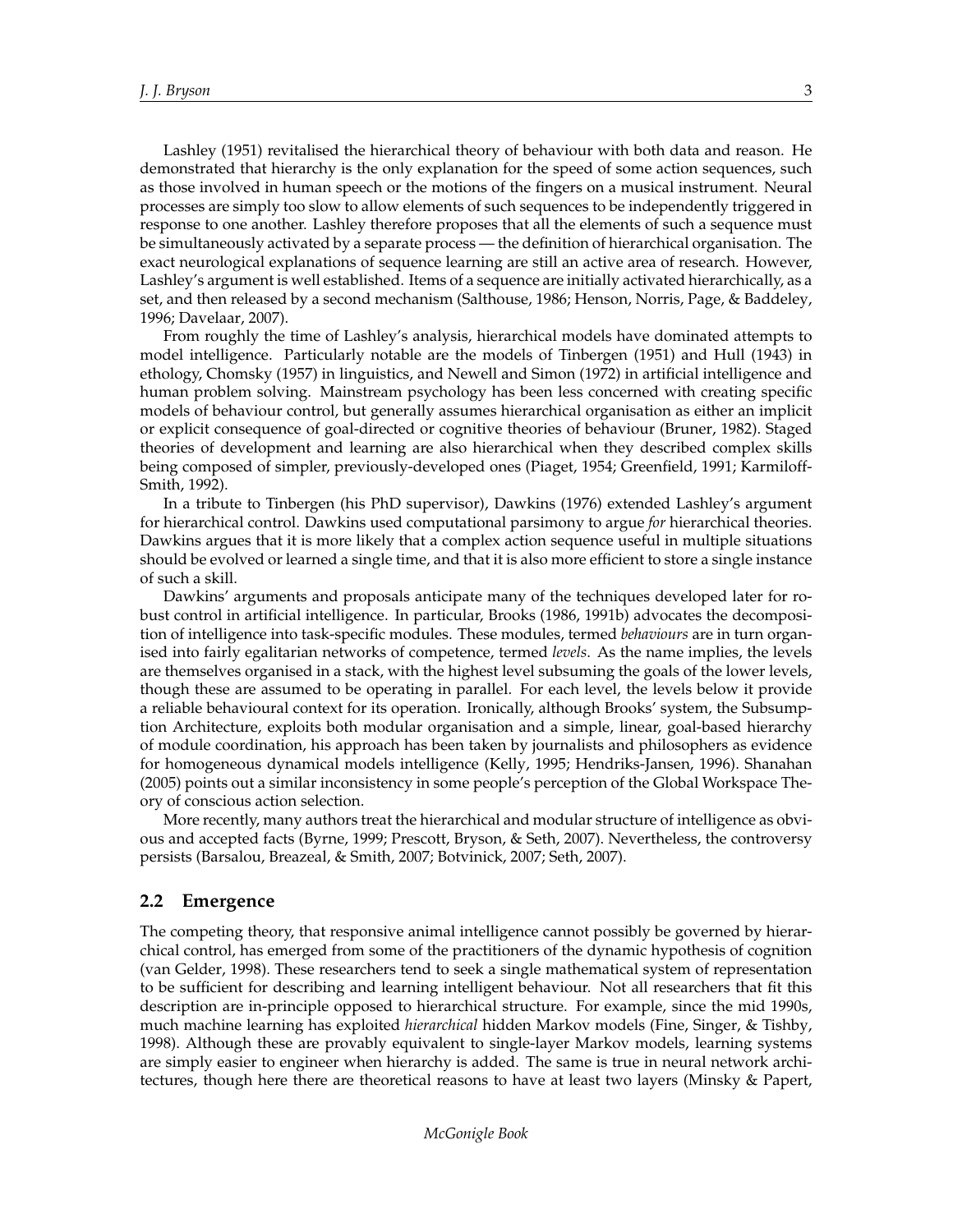Lashley (1951) revitalised the hierarchical theory of behaviour with both data and reason. He demonstrated that hierarchy is the only explanation for the speed of some action sequences, such as those involved in human speech or the motions of the fingers on a musical instrument. Neural processes are simply too slow to allow elements of such sequences to be independently triggered in response to one another. Lashley therefore proposes that all the elements of such a sequence must be simultaneously activated by a separate process — the definition of hierarchical organisation. The exact neurological explanations of sequence learning are still an active area of research. However, Lashley's argument is well established. Items of a sequence are initially activated hierarchically, as a set, and then released by a second mechanism (Salthouse, 1986; Henson, Norris, Page, & Baddeley, 1996; Davelaar, 2007).

From roughly the time of Lashley's analysis, hierarchical models have dominated attempts to model intelligence. Particularly notable are the models of Tinbergen (1951) and Hull (1943) in ethology, Chomsky (1957) in linguistics, and Newell and Simon (1972) in artificial intelligence and human problem solving. Mainstream psychology has been less concerned with creating specific models of behaviour control, but generally assumes hierarchical organisation as either an implicit or explicit consequence of goal-directed or cognitive theories of behaviour (Bruner, 1982). Staged theories of development and learning are also hierarchical when they described complex skills being composed of simpler, previously-developed ones (Piaget, 1954; Greenfield, 1991; Karmiloff-Smith, 1992).

In a tribute to Tinbergen (his PhD supervisor), Dawkins (1976) extended Lashley's argument for hierarchical control. Dawkins used computational parsimony to argue *for* hierarchical theories. Dawkins argues that it is more likely that a complex action sequence useful in multiple situations should be evolved or learned a single time, and that it is also more efficient to store a single instance of such a skill.

Dawkins' arguments and proposals anticipate many of the techniques developed later for robust control in artificial intelligence. In particular, Brooks (1986, 1991b) advocates the decomposition of intelligence into task-specific modules. These modules, termed *behaviours* are in turn organised into fairly egalitarian networks of competence, termed *levels*. As the name implies, the levels are themselves organised in a stack, with the highest level subsuming the goals of the lower levels, though these are assumed to be operating in parallel. For each level, the levels below it provide a reliable behavioural context for its operation. Ironically, although Brooks' system, the Subsumption Architecture, exploits both modular organisation and a simple, linear, goal-based hierarchy of module coordination, his approach has been taken by journalists and philosophers as evidence for homogeneous dynamical models intelligence (Kelly, 1995; Hendriks-Jansen, 1996). Shanahan (2005) points out a similar inconsistency in some people's perception of the Global Workspace Theory of conscious action selection.

More recently, many authors treat the hierarchical and modular structure of intelligence as obvious and accepted facts (Byrne, 1999; Prescott, Bryson, & Seth, 2007). Nevertheless, the controversy persists (Barsalou, Breazeal, & Smith, 2007; Botvinick, 2007; Seth, 2007).

## 2.2 Emergence

The competing theory, that responsive animal intelligence cannot possibly be governed by hierarchical control, has emerged from some of the practitioners of the dynamic hypothesis of cognition (van Gelder, 1998). These researchers tend to seek a single mathematical system of representation to be sufficient for describing and learning intelligent behaviour. Not all researchers that fit this description are in-principle opposed to hierarchical structure. For example, since the mid 1990s, much machine learning has exploited *hierarchical* hidden Markov models (Fine, Singer, & Tishby, 1998). Although these are provably equivalent to single-layer Markov models, learning systems are simply easier to engineer when hierarchy is added. The same is true in neural network architectures, though here there are theoretical reasons to have at least two layers (Minsky & Papert,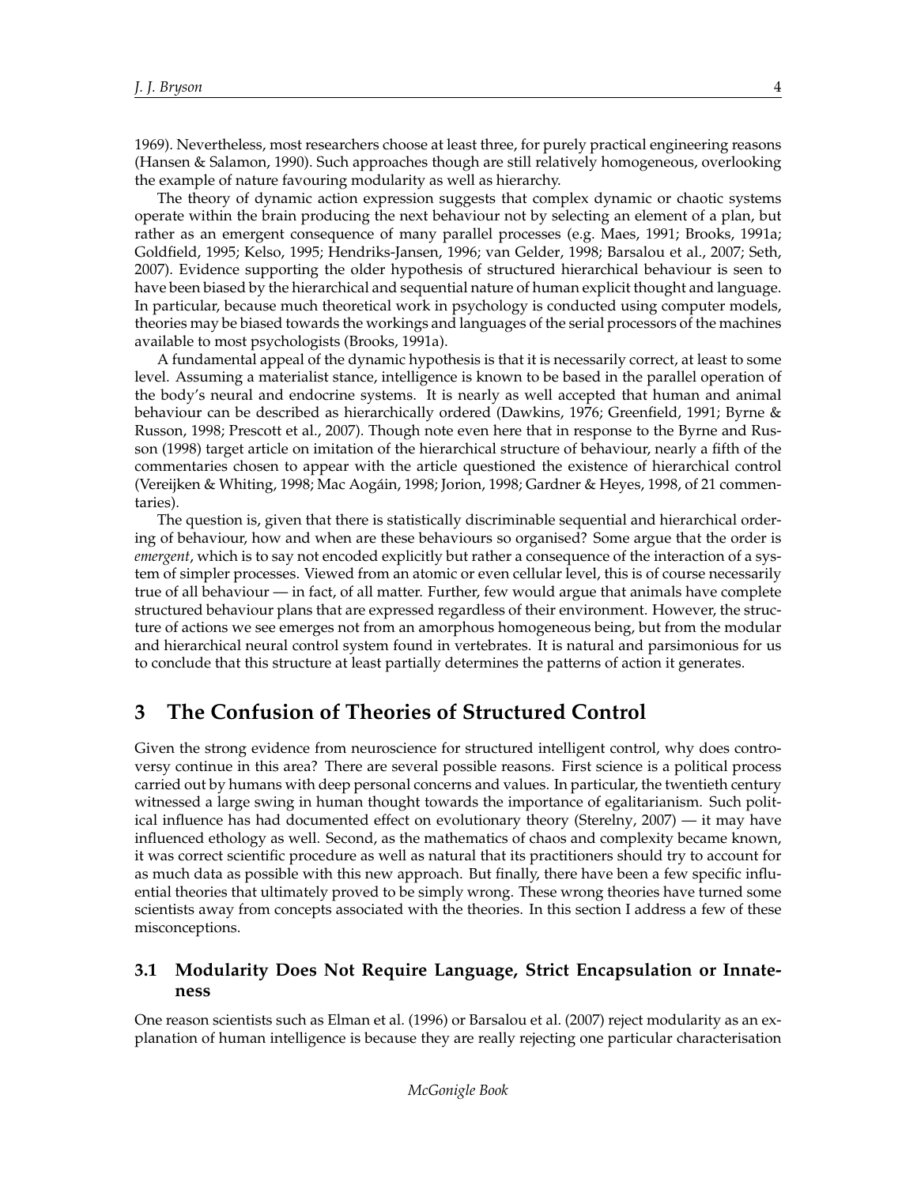1969). Nevertheless, most researchers choose at least three, for purely practical engineering reasons (Hansen & Salamon, 1990). Such approaches though are still relatively homogeneous, overlooking the example of nature favouring modularity as well as hierarchy.

The theory of dynamic action expression suggests that complex dynamic or chaotic systems operate within the brain producing the next behaviour not by selecting an element of a plan, but rather as an emergent consequence of many parallel processes (e.g. Maes, 1991; Brooks, 1991a; Goldfield, 1995; Kelso, 1995; Hendriks-Jansen, 1996; van Gelder, 1998; Barsalou et al., 2007; Seth, 2007). Evidence supporting the older hypothesis of structured hierarchical behaviour is seen to have been biased by the hierarchical and sequential nature of human explicit thought and language. In particular, because much theoretical work in psychology is conducted using computer models, theories may be biased towards the workings and languages of the serial processors of the machines available to most psychologists (Brooks, 1991a).

A fundamental appeal of the dynamic hypothesis is that it is necessarily correct, at least to some level. Assuming a materialist stance, intelligence is known to be based in the parallel operation of the body's neural and endocrine systems. It is nearly as well accepted that human and animal behaviour can be described as hierarchically ordered (Dawkins, 1976; Greenfield, 1991; Byrne & Russon, 1998; Prescott et al., 2007). Though note even here that in response to the Byrne and Russon (1998) target article on imitation of the hierarchical structure of behaviour, nearly a fifth of the commentaries chosen to appear with the article questioned the existence of hierarchical control (Vereijken & Whiting, 1998; Mac Aogáin, 1998; Jorion, 1998; Gardner & Heyes, 1998, of 21 commentaries).

The question is, given that there is statistically discriminable sequential and hierarchical ordering of behaviour, how and when are these behaviours so organised? Some argue that the order is *emergent*, which is to say not encoded explicitly but rather a consequence of the interaction of a system of simpler processes. Viewed from an atomic or even cellular level, this is of course necessarily true of all behaviour — in fact, of all matter. Further, few would argue that animals have complete structured behaviour plans that are expressed regardless of their environment. However, the structure of actions we see emerges not from an amorphous homogeneous being, but from the modular and hierarchical neural control system found in vertebrates. It is natural and parsimonious for us to conclude that this structure at least partially determines the patterns of action it generates.

## 3 The Confusion of Theories of Structured Control

Given the strong evidence from neuroscience for structured intelligent control, why does controversy continue in this area? There are several possible reasons. First science is a political process carried out by humans with deep personal concerns and values. In particular, the twentieth century witnessed a large swing in human thought towards the importance of egalitarianism. Such political influence has had documented effect on evolutionary theory (Sterelny, 2007) — it may have influenced ethology as well. Second, as the mathematics of chaos and complexity became known, it was correct scientific procedure as well as natural that its practitioners should try to account for as much data as possible with this new approach. But finally, there have been a few specific influential theories that ultimately proved to be simply wrong. These wrong theories have turned some scientists away from concepts associated with the theories. In this section I address a few of these misconceptions.

### 3.1 Modularity Does Not Require Language, Strict Encapsulation or Innateness

One reason scientists such as Elman et al. (1996) or Barsalou et al. (2007) reject modularity as an explanation of human intelligence is because they are really rejecting one particular characterisation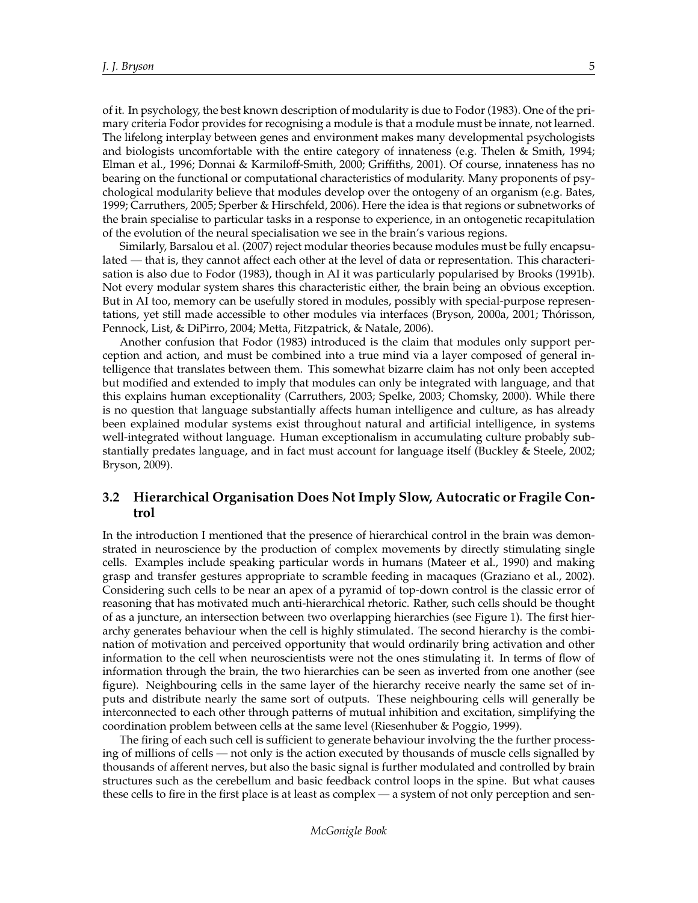of it. In psychology, the best known description of modularity is due to Fodor (1983). One of the primary criteria Fodor provides for recognising a module is that a module must be innate, not learned. The lifelong interplay between genes and environment makes many developmental psychologists and biologists uncomfortable with the entire category of innateness (e.g. Thelen & Smith, 1994; Elman et al., 1996; Donnai & Karmiloff-Smith, 2000; Griffiths, 2001). Of course, innateness has no bearing on the functional or computational characteristics of modularity. Many proponents of psychological modularity believe that modules develop over the ontogeny of an organism (e.g. Bates, 1999; Carruthers, 2005; Sperber & Hirschfeld, 2006). Here the idea is that regions or subnetworks of the brain specialise to particular tasks in a response to experience, in an ontogenetic recapitulation of the evolution of the neural specialisation we see in the brain's various regions.

Similarly, Barsalou et al. (2007) reject modular theories because modules must be fully encapsulated — that is, they cannot affect each other at the level of data or representation. This characterisation is also due to Fodor (1983), though in AI it was particularly popularised by Brooks (1991b). Not every modular system shares this characteristic either, the brain being an obvious exception. But in AI too, memory can be usefully stored in modules, possibly with special-purpose representations, yet still made accessible to other modules via interfaces (Bryson, 2000a, 2001; Thórisson, Pennock, List, & DiPirro, 2004; Metta, Fitzpatrick, & Natale, 2006).

Another confusion that Fodor (1983) introduced is the claim that modules only support perception and action, and must be combined into a true mind via a layer composed of general intelligence that translates between them. This somewhat bizarre claim has not only been accepted but modified and extended to imply that modules can only be integrated with language, and that this explains human exceptionality (Carruthers, 2003; Spelke, 2003; Chomsky, 2000). While there is no question that language substantially affects human intelligence and culture, as has already been explained modular systems exist throughout natural and artificial intelligence, in systems well-integrated without language. Human exceptionalism in accumulating culture probably substantially predates language, and in fact must account for language itself (Buckley & Steele, 2002; Bryson, 2009).

## 3.2 Hierarchical Organisation Does Not Imply Slow, Autocratic or Fragile Control

In the introduction I mentioned that the presence of hierarchical control in the brain was demonstrated in neuroscience by the production of complex movements by directly stimulating single cells. Examples include speaking particular words in humans (Mateer et al., 1990) and making grasp and transfer gestures appropriate to scramble feeding in macaques (Graziano et al., 2002). Considering such cells to be near an apex of a pyramid of top-down control is the classic error of reasoning that has motivated much anti-hierarchical rhetoric. Rather, such cells should be thought of as a juncture, an intersection between two overlapping hierarchies (see Figure 1). The first hierarchy generates behaviour when the cell is highly stimulated. The second hierarchy is the combination of motivation and perceived opportunity that would ordinarily bring activation and other information to the cell when neuroscientists were not the ones stimulating it. In terms of flow of information through the brain, the two hierarchies can be seen as inverted from one another (see figure). Neighbouring cells in the same layer of the hierarchy receive nearly the same set of inputs and distribute nearly the same sort of outputs. These neighbouring cells will generally be interconnected to each other through patterns of mutual inhibition and excitation, simplifying the coordination problem between cells at the same level (Riesenhuber & Poggio, 1999).

The firing of each such cell is sufficient to generate behaviour involving the the further processing of millions of cells — not only is the action executed by thousands of muscle cells signalled by thousands of afferent nerves, but also the basic signal is further modulated and controlled by brain structures such as the cerebellum and basic feedback control loops in the spine. But what causes these cells to fire in the first place is at least as complex — a system of not only perception and sen-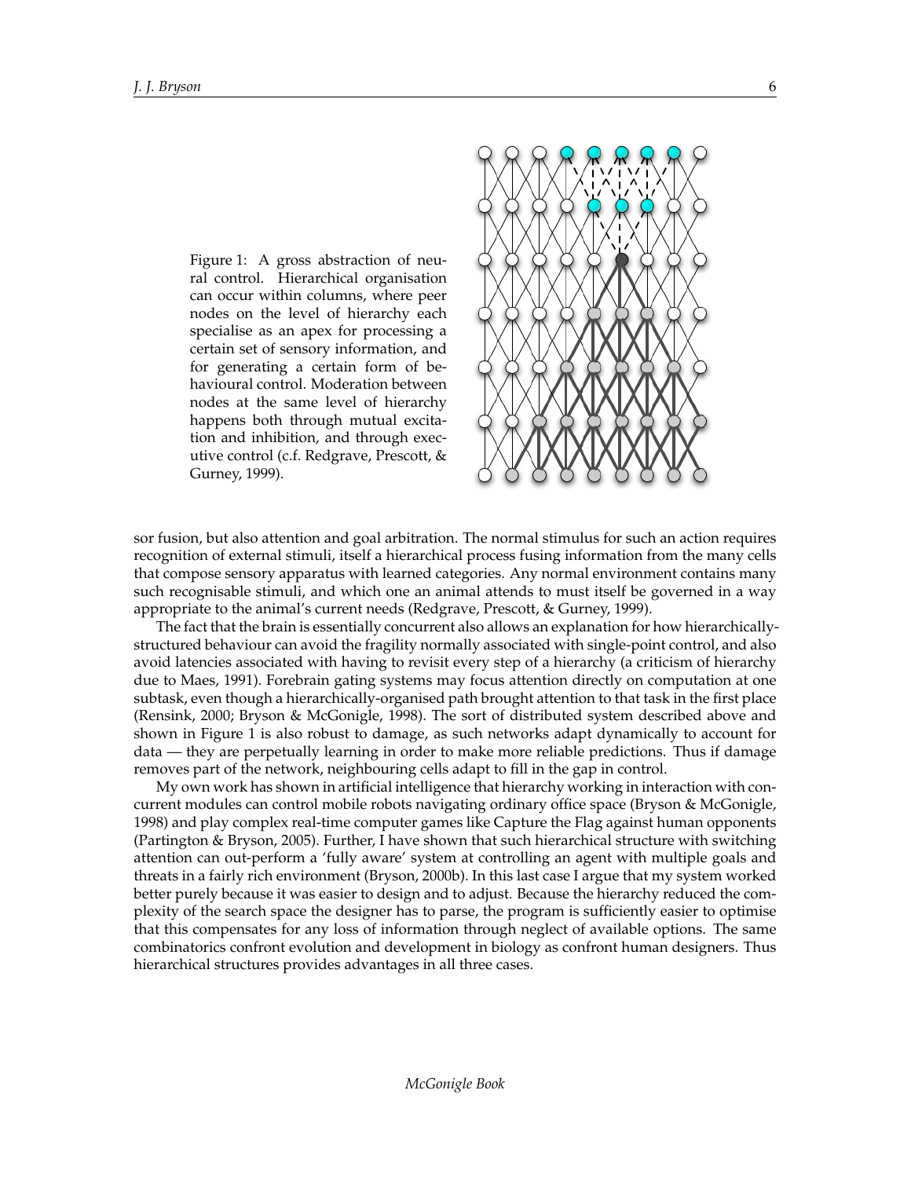Figure 1: A gross abstraction of neural control. Hierarchical organisation can occur within columns, where peer nodes on the level of hierarchy each specialise as an apex for processing a certain set of sensory information, and for generating a certain form of behavioural control. Moderation between nodes at the same level of hierarchy happens both through mutual excitation and inhibition, and through executive control (c.f. Redgrave, Prescott, & Gurney, 1999).

sor fusion, but also attention and goal arbitration. The normal stimulus for such an action requires recognition of external stimuli, itself a hierarchical process fusing information from the many cells that compose sensory apparatus with learned categories. Any normal environment contains many such recognisable stimuli, and which one an animal attends to must itself be governed in a way appropriate to the animal's current needs (Redgrave, Prescott, & Gurney, 1999).

The fact that the brain is essentially concurrent also allows an explanation for how hierarchically-structured behaviour can avoid the fragility normally associated with single-point control, and also avoid latencies associated with having to revisit every step of a hierarchy (a criticism of hierarchy due to Maes, 1991). Forebrain gating systems may focus attention directly on computation at one subtask, even though a hierarchically-organised path brought attention to that task in the first place (Rensink, 2000; Bryson & McGonigle, 1998). The sort of distributed system described above and shown in Figure 1 is also robust to damage, as such networks adapt dynamically to account for data — they are perpetually learning in order to make more reliable predictions. Thus if damage removes part of the network, neighbouring cells adapt to fill in the gap in control.

My own work has shown in artificial intelligence that hierarchy working in interaction with concurrent modules can control mobile robots navigating ordinary office space (Bryson & McGonigle, 1998) and play complex real-time computer games like Capture the Flag against human opponents (Partington & Bryson, 2005). Further, I have shown that such hierarchical structure with switching attention can out-perform a 'fully aware' system at controlling an agent with multiple goals and threats in a fairly rich environment (Bryson, 2000b). In this last case I argue that my system worked better purely because it was easier to design and to adjust. Because the hierarchy reduced the complexity of the search space the designer has to parse, the program is sufficiently easier to optimise that this compensates for any loss of information through neglect of available options. The same combinatorics confront evolution and development in biology as confront human designers. Thus hierarchical structures provides advantages in all three cases.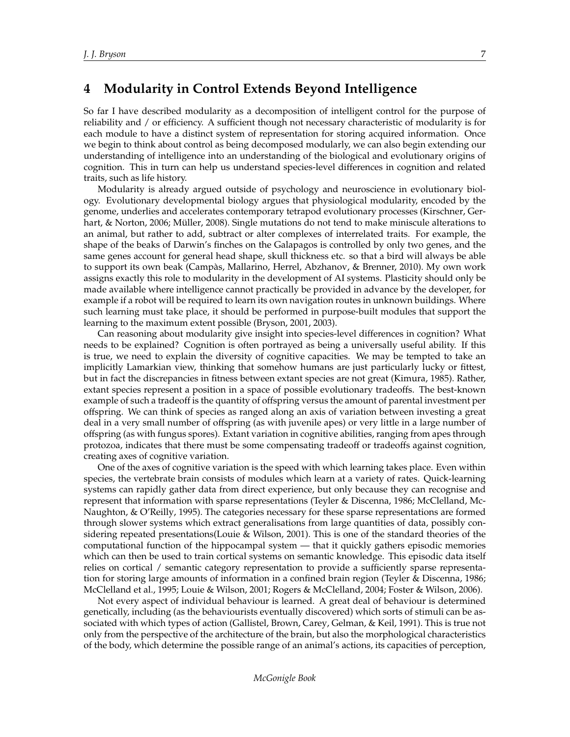## 4 Modularity in Control Extends Beyond Intelligence

So far I have described modularity as a decomposition of intelligent control for the purpose of reliability and / or efficiency. A sufficient though not necessary characteristic of modularity is for each module to have a distinct system of representation for storing acquired information. Once we begin to think about control as being decomposed modularly, we can also begin extending our understanding of intelligence into an understanding of the biological and evolutionary origins of cognition. This in turn can help us understand species-level differences in cognition and related traits, such as life history.

Modularity is already argued outside of psychology and neuroscience in evolutionary biology. Evolutionary developmental biology argues that physiological modularity, encoded by the genome, underlies and accelerates contemporary tetrapod evolutionary processes (Kirschner, Gerhart, & Norton, 2006; Müller, 2008). Single mutations do not tend to make miniscule alterations to an animal, but rather to add, subtract or alter complexes of interrelated traits. For example, the shape of the beaks of Darwin's finches on the Galapagos is controlled by only two genes, and the same genes account for general head shape, skull thickness etc. so that a bird will always be able to support its own beak (Campàs, Mallarino, Herrel, Abzhanov, & Brenner, 2010). My own work assigns exactly this role to modularity in the development of AI systems. Plasticity should only be made available where intelligence cannot practically be provided in advance by the developer, for example if a robot will be required to learn its own navigation routes in unknown buildings. Where such learning must take place, it should be performed in purpose-built modules that support the learning to the maximum extent possible (Bryson, 2001, 2003).

Can reasoning about modularity give insight into species-level differences in cognition? What needs to be explained? Cognition is often portrayed as being a universally useful ability. If this is true, we need to explain the diversity of cognitive capacities. We may be tempted to take an implicitly Lamarckian view, thinking that somehow humans are just particularly lucky or fittest, but in fact the discrepancies in fitness between extant species are not great (Kimura, 1985). Rather, extant species represent a position in a space of possible evolutionary tradeoffs. The best-known example of such a tradeoff is the quantity of offspring versus the amount of parental investment per offspring. We can think of species as ranged along an axis of variation between investing a great deal in a very small number of offspring (as with juvenile apes) or very little in a large number of offspring (as with fungus spores). Extant variation in cognitive abilities, ranging from apes through protozoa, indicates that there must be some compensating tradeoff or tradeoffs against cognition, creating axes of cognitive variation.

One of the axes of cognitive variation is the speed with which learning takes place. Even within species, the vertebrate brain consists of modules which learn at a variety of rates. Quick-learning systems can rapidly gather data from direct experience, but only because they can recognise and represent that information with sparse representations (Teyler & Discenna, 1986; McClelland, McNaughton, & O'Reilly, 1995). The categories necessary for these sparse representations are formed through slower systems which extract generalisations from large quantities of data, possibly considering repeated presentations(Louie & Wilson, 2001). This is one of the standard theories of the computational function of the hippocampal system — that it quickly gathers episodic memories which can then be used to train cortical systems on semantic knowledge. This episodic data itself relies on cortical / semantic category representation to provide a sufficiently sparse representation for storing large amounts of information in a confined brain region (Teyler & Discenna, 1986; McClelland et al., 1995; Louie & Wilson, 2001; Rogers & McClelland, 2004; Foster & Wilson, 2006).

Not every aspect of individual behaviour is learned. A great deal of behaviour is determined genetically, including (as the behaviourists eventually discovered) which sorts of stimuli can be associated with which types of action (Gallistel, Brown, Carey, Gelman, & Keil, 1991). This is true not only from the perspective of the architecture of the brain, but also the morphological characteristics of the body, which determine the possible range of an animal's actions, its capacities of perception,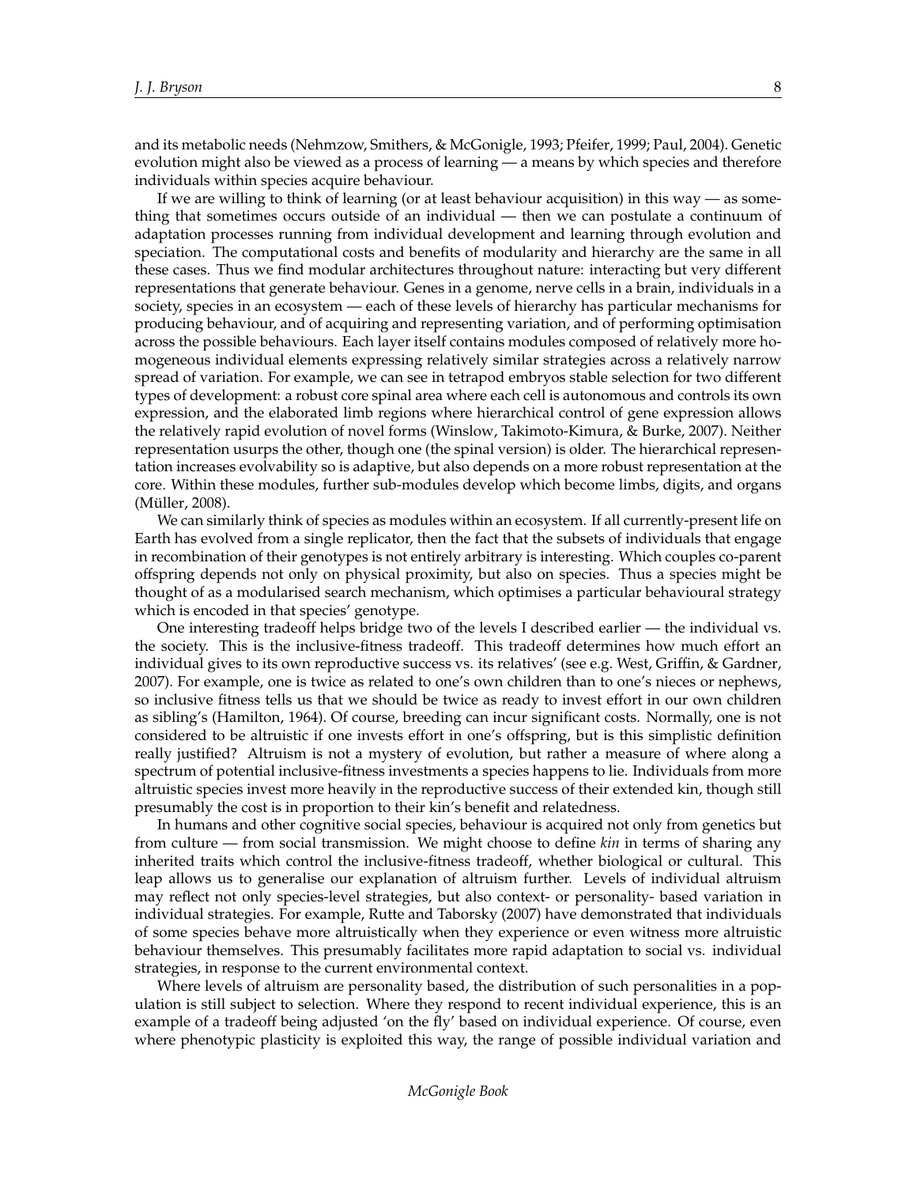and its metabolic needs (Nehmzow, Smithers, & McGonigle, 1993; Pfeifer, 1999; Paul, 2004). Genetic evolution might also be viewed as a process of learning — a means by which species and therefore individuals within species acquire behaviour.

If we are willing to think of learning (or at least behaviour acquisition) in this way — as something that sometimes occurs outside of an individual — then we can postulate a continuum of adaptation processes running from individual development and learning through evolution and speciation. The computational costs and benefits of modularity and hierarchy are the same in all these cases. Thus we find modular architectures throughout nature: interacting but very different representations that generate behaviour. Genes in a genome, nerve cells in a brain, individuals in a society, species in an ecosystem — each of these levels of hierarchy has particular mechanisms for producing behaviour, and of acquiring and representing variation, and of performing optimisation across the possible behaviours. Each layer itself contains modules composed of relatively more homogeneous individual elements expressing relatively similar strategies across a relatively narrow spread of variation. For example, we can see in tetrapod embryos stable selection for two different types of development: a robust core spinal area where each cell is autonomous and controls its own expression, and the elaborated limb regions where hierarchical control of gene expression allows the relatively rapid evolution of novel forms (Winslow, Takimoto-Kimura, & Burke, 2007). Neither representation usurps the other, though one (the spinal version) is older. The hierarchical representation increases evolvability so is adaptive, but also depends on a more robust representation at the core. Within these modules, further sub-modules develop which become limbs, digits, and organs (Müller, 2008).

We can similarly think of species as modules within an ecosystem. If all currently-present life on Earth has evolved from a single replicator, then the fact that the subsets of individuals that engage in recombination of their genotypes is not entirely arbitrary is interesting. Which couples co-parent offspring depends not only on physical proximity, but also on species. Thus a species might be thought of as a modularised search mechanism, which optimises a particular behavioural strategy which is encoded in that species' genotype.

One interesting tradeoff helps bridge two of the levels I described earlier — the individual vs. the society. This is the inclusive-fitness tradeoff. This tradeoff determines how much effort an individual gives to its own reproductive success vs. its relatives' (see e.g. West, Griffin, & Gardner, 2007). For example, one is twice as related to one's own children than to one's nieces or nephews, so inclusive fitness tells us that we should be twice as ready to invest effort in our own children as sibling's (Hamilton, 1964). Of course, breeding can incur significant costs. Normally, one is not considered to be altruistic if one invests effort in one's offspring, but is this simplistic definition really justified? Altruism is not a mystery of evolution, but rather a measure of where along a spectrum of potential inclusive-fitness investments a species happens to lie. Individuals from more altruistic species invest more heavily in the reproductive success of their extended kin, though still presumably the cost is in proportion to their kin's benefit and relatedness.

In humans and other cognitive social species, behaviour is acquired not only from genetics but from culture — from social transmission. We might choose to define *kin* in terms of sharing any inherited traits which control the inclusive-fitness tradeoff, whether biological or cultural. This leap allows us to generalise our explanation of altruism further. Levels of individual altruism may reflect not only species-level strategies, but also context- or personality- based variation in individual strategies. For example, Rutte and Taborsky (2007) have demonstrated that individuals of some species behave more altruistically when they experience or even witness more altruistic behaviour themselves. This presumably facilitates more rapid adaptation to social vs. individual strategies, in response to the current environmental context.

Where levels of altruism are personality based, the distribution of such personalities in a population is still subject to selection. Where they respond to recent individual experience, this is an example of a tradeoff being adjusted 'on the fly' based on individual experience. Of course, even where phenotypic plasticity is exploited this way, the range of possible individual variation and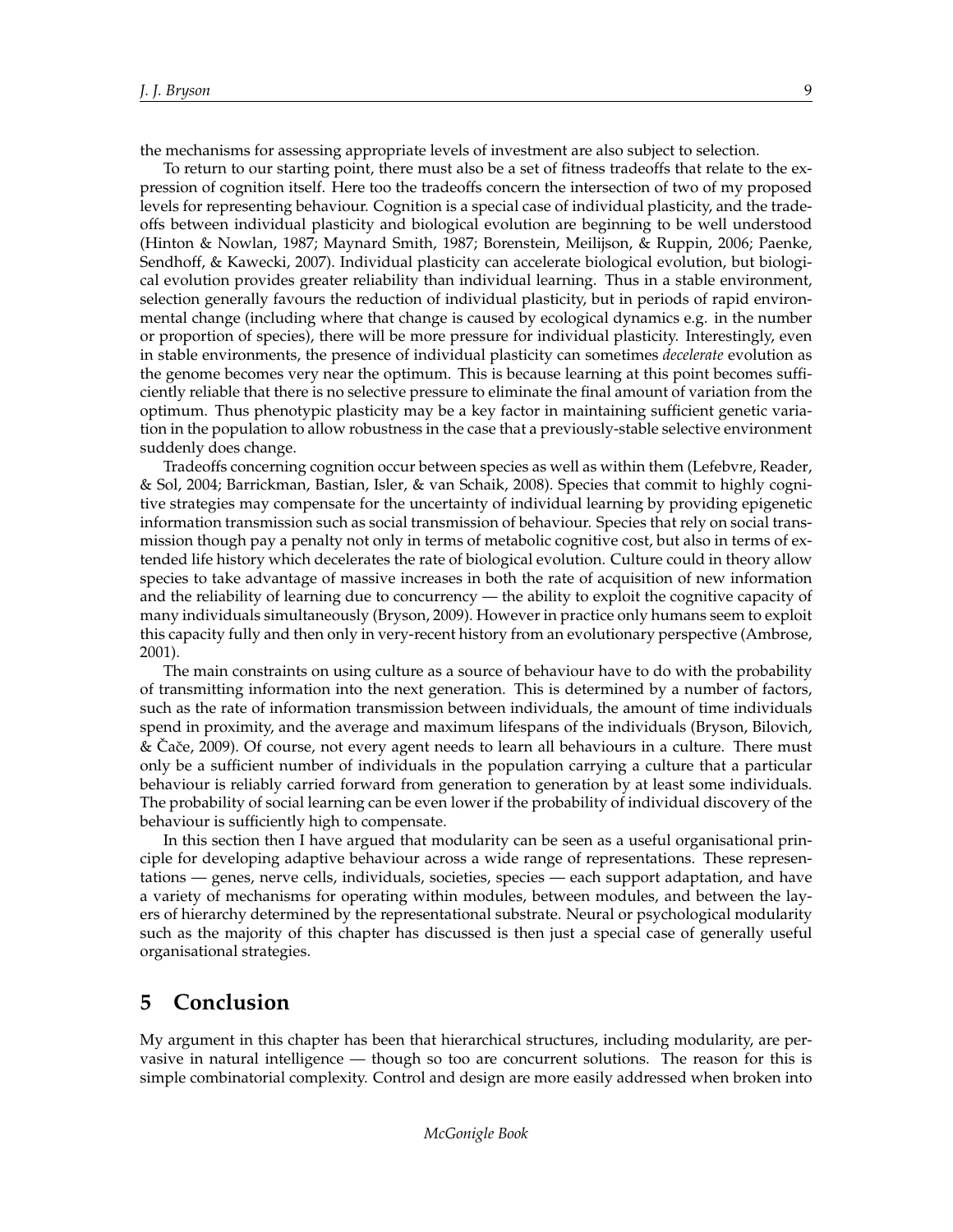the mechanisms for assessing appropriate levels of investment are also subject to selection.

To return to our starting point, there must also be a set of fitness tradeoffs that relate to the expression of cognition itself. Here too the tradeoffs concern the intersection of two of my proposed levels for representing behaviour. Cognition is a special case of individual plasticity, and the tradeoffs between individual plasticity and biological evolution are beginning to be well understood (Hinton & Nowlan, 1987; Maynard Smith, 1987; Borenstein, Meilijson, & Ruppin, 2006; Paenke, Sendhoff, & Kawecki, 2007). Individual plasticity can accelerate biological evolution, but biological evolution provides greater reliability than individual learning. Thus in a stable environment, selection generally favours the reduction of individual plasticity, but in periods of rapid environmental change (including where that change is caused by ecological dynamics e.g. in the number or proportion of species), there will be more pressure for individual plasticity. Interestingly, even in stable environments, the presence of individual plasticity can sometimes *decelerate* evolution as the genome becomes very near the optimum. This is because learning at this point becomes sufficiently reliable that there is no selective pressure to eliminate the final amount of variation from the optimum. Thus phenotypic plasticity may be a key factor in maintaining sufficient genetic variation in the population to allow robustness in the case that a previously-stable selective environment suddenly does change.

Tradeoffs concerning cognition occur between species as well as within them (Lefebvre, Reader, & Sol, 2004; Barrickman, Bastian, Isler, & van Schaik, 2008). Species that commit to highly cognitive strategies may compensate for the uncertainty of individual learning by providing epigenetic information transmission such as social transmission of behaviour. Species that rely on social transmission though pay a penalty not only in terms of metabolic cognitive cost, but also in terms of extended life history which decelerates the rate of biological evolution. Culture could in theory allow species to take advantage of massive increases in both the rate of acquisition of new information and the reliability of learning due to concurrency — the ability to exploit the cognitive capacity of many individuals simultaneously (Bryson, 2009). However in practice only humans seem to exploit this capacity fully and then only in very-recent history from an evolutionary perspective (Ambrose, 2001).

The main constraints on using culture as a source of behaviour have to do with the probability of transmitting information into the next generation. This is determined by a number of factors, such as the rate of information transmission between individuals, the amount of time individuals spend in proximity, and the average and maximum lifespans of the individuals (Bryson, Bilovich, & Čače, 2009). Of course, not every agent needs to learn all behaviours in a culture. There must only be a sufficient number of individuals in the population carrying a culture that a particular behaviour is reliably carried forward from generation to generation by at least some individuals. The probability of social learning can be even lower if the probability of individual discovery of the behaviour is sufficiently high to compensate.

In this section then I have argued that modularity can be seen as a useful organisational principle for developing adaptive behaviour across a wide range of representations. These representations — genes, nerve cells, individuals, societies, species — each support adaptation, and have a variety of mechanisms for operating within modules, between modules, and between the layers of hierarchy determined by the representational substrate. Neural or psychological modularity such as the majority of this chapter has discussed is then just a special case of generally useful organisational strategies.

## 5 Conclusion

My argument in this chapter has been that hierarchical structures, including modularity, are pervasive in natural intelligence — though so too are concurrent solutions. The reason for this is simple combinatorial complexity. Control and design are more easily addressed when broken into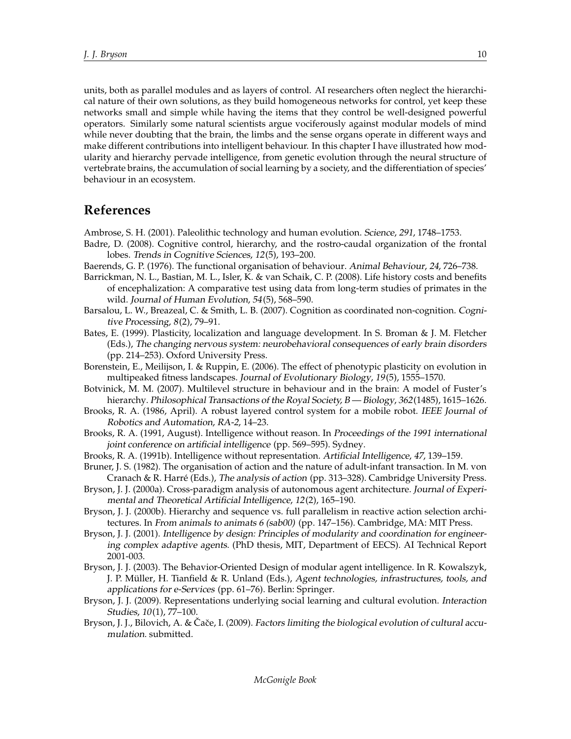units, both as parallel modules and as layers of control. AI researchers often neglect the hierarchical nature of their own solutions, as they build homogeneous networks for control, yet keep these networks small and simple while having the items that they control be well-designed powerful operators. Similarly some natural scientists argue vociferously against modular models of mind while never doubting that the brain, the limbs and the sense organs operate in different ways and make different contributions into intelligent behaviour. In this chapter I have illustrated how modularity and hierarchy pervade intelligence, from genetic evolution through the neural structure of vertebrate brains, the accumulation of social learning by a society, and the differentiation of species' behaviour in an ecosystem.

## References

Ambrose, S. H. (2001). Paleolithic technology and human evolution. *Science*, *291*, 1748–1753.

Badre, D. (2008). Cognitive control, hierarchy, and the rostro-caudal organization of the frontal lobes. *Trends in Cognitive Sciences*, *12*(5), 193–200.

Baerends, G. P. (1976). The functional organisation of behaviour. *Animal Behaviour*, *24*, 726–738.

Barrickman, N. L., Bastian, M. L., Isler, K. & van Schaik, C. P. (2008). Life history costs and benefits of encephalization: A comparative test using data from long-term studies of primates in the wild. *Journal of Human Evolution*, *54*(5), 568–590.

Barsalou, L. W., Breazeal, C. & Smith, L. B. (2007). Cognition as coordinated non-cognition. *Cognitive Processing*, *8*(2), 79–91.

Bates, E. (1999). Plasticity, localization and language development. In S. Broman & J. M. Fletcher (Eds.), *The changing nervous system: neurobehavioral consequences of early brain disorders* (pp. 214–253). Oxford University Press.

Borenstein, E., Meilijson, I. & Ruppin, E. (2006). The effect of phenotypic plasticity on evolution in multipeaked fitness landscapes. *Journal of Evolutionary Biology*, *19*(5), 1555–1570.

Botvinick, M. M. (2007). Multilevel structure in behaviour and in the brain: A model of Fuster's hierarchy. *Philosophical Transactions of the Royal Society, B — Biology*, *362*(1485), 1615–1626.

Brooks, R. A. (1986, April). A robust layered control system for a mobile robot. *IEEE Journal of Robotics and Automation*, *RA-2*, 14–23.

Brooks, R. A. (1991, August). Intelligence without reason. In *Proceedings of the 1991 international joint conference on artificial intelligence* (pp. 569–595). Sydney.

Brooks, R. A. (1991b). Intelligence without representation. *Artificial Intelligence*, *47*, 139–159.

Bruner, J. S. (1982). The organisation of action and the nature of adult-infant transaction. In M. von Cranach & R. Harré (Eds.), *The analysis of action* (pp. 313–328). Cambridge University Press.

Bryson, J. J. (2000a). Cross-paradigm analysis of autonomous agent architecture. *Journal of Experimental and Theoretical Artificial Intelligence*, *12*(2), 165–190.

Bryson, J. J. (2000b). Hierarchy and sequence vs. full parallelism in reactive action selection architectures. In *From animals to animats 6 (sab00)* (pp. 147–156). Cambridge, MA: MIT Press.

Bryson, J. J. (2001). *Intelligence by design: Principles of modularity and coordination for engineering complex adaptive agents.* (PhD thesis, MIT, Department of EECS). AI Technical Report 2001-003.

Bryson, J. J. (2003). The Behavior-Oriented Design of modular agent intelligence. In R. Kowalszyk, J. P. Müller, H. Tianfield & R. Unland (Eds.), *Agent technologies, infrastructures, tools, and applications for e-Services* (pp. 61–76). Berlin: Springer.

Bryson, J. J. (2009). Representations underlying social learning and cultural evolution. *Interaction Studies*, *10*(1), 77–100.

Bryson, J. J., Bilovich, A. & Čače, I. (2009). *Factors limiting the biological evolution of cultural accumulation.* submitted.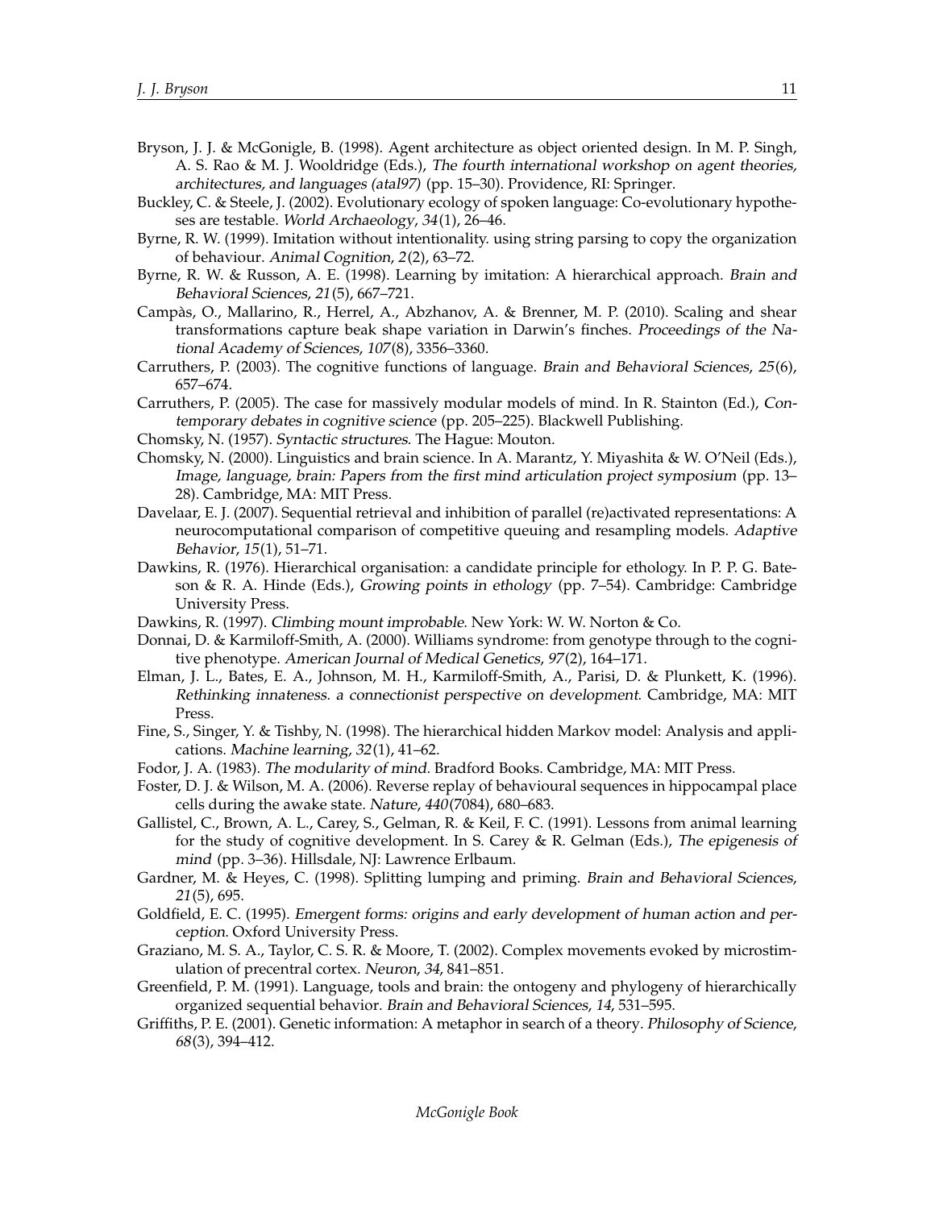Bryson, J. J. & McGonigle, B. (1998). Agent architecture as object oriented design. In M. P. Singh, A. S. Rao & M. J. Wooldridge (Eds.), *The fourth international workshop on agent theories, architectures, and languages (atal97)* (pp. 15–30). Providence, RI: Springer.

Buckley, C. & Steele, J. (2002). Evolutionary ecology of spoken language: Co-evolutionary hypotheses are testable. *World Archaeology*, *34*(1), 26–46.

Byrne, R. W. (1999). Imitation without intentionality. using string parsing to copy the organization of behaviour. *Animal Cognition*, *2*(2), 63–72.

Byrne, R. W. & Russon, A. E. (1998). Learning by imitation: A hierarchical approach. *Brain and Behavioral Sciences*, *21*(5), 667–721.

Campàs, O., Mallarino, R., Herrel, A., Abzhanov, A. & Brenner, M. P. (2010). Scaling and shear transformations capture beak shape variation in Darwin's finches. *Proceedings of the National Academy of Sciences*, *107*(8), 3356–3360.

Carruthers, P. (2003). The cognitive functions of language. *Brain and Behavioral Sciences*, *25*(6), 657–674.

Carruthers, P. (2005). The case for massively modular models of mind. In R. Stainton (Ed.), *Contemporary debates in cognitive science* (pp. 205–225). Blackwell Publishing.

Chomsky, N. (1957). *Syntactic structures*. The Hague: Mouton.

Chomsky, N. (2000). Linguistics and brain science. In A. Marantz, Y. Miyashita & W. O'Neil (Eds.), *Image, language, brain: Papers from the first mind articulation project symposium* (pp. 13–28). Cambridge, MA: MIT Press.

Davelaar, E. J. (2007). Sequential retrieval and inhibition of parallel (re)activated representations: A neurocomputational comparison of competitive queuing and resampling models. *Adaptive Behavior*, *15*(1), 51–71.

Dawkins, R. (1976). Hierarchical organisation: a candidate principle for ethology. In P. P. G. Bateson & R. A. Hinde (Eds.), *Growing points in ethology* (pp. 7–54). Cambridge: Cambridge University Press.

Dawkins, R. (1997). *Climbing mount improbable*. New York: W. W. Norton & Co.

Donnai, D. & Karmiloff-Smith, A. (2000). Williams syndrome: from genotype through to the cognitive phenotype. *American Journal of Medical Genetics*, *97*(2), 164–171.

Elman, J. L., Bates, E. A., Johnson, M. H., Karmiloff-Smith, A., Parisi, D. & Plunkett, K. (1996). *Rethinking innateness. a connectionist perspective on development*. Cambridge, MA: MIT Press.

Fine, S., Singer, Y. & Tishby, N. (1998). The hierarchical hidden Markov model: Analysis and applications. *Machine learning*, *32*(1), 41–62.

Fodor, J. A. (1983). *The modularity of mind*. Bradford Books. Cambridge, MA: MIT Press.

Foster, D. J. & Wilson, M. A. (2006). Reverse replay of behavioural sequences in hippocampal place cells during the awake state. *Nature*, *440*(7084), 680–683.

Gallistel, C., Brown, A. L., Carey, S., Gelman, R. & Keil, F. C. (1991). Lessons from animal learning for the study of cognitive development. In S. Carey & R. Gelman (Eds.), *The epigenesis of mind* (pp. 3–36). Hillsdale, NJ: Lawrence Erlbaum.

Gardner, M. & Heyes, C. (1998). Splitting lumping and priming. *Brain and Behavioral Sciences*, *21*(5), 695.

Goldfield, E. C. (1995). *Emergent forms: origins and early development of human action and perception*. Oxford University Press.

Graziano, M. S. A., Taylor, C. S. R. & Moore, T. (2002). Complex movements evoked by microstimulation of precentral cortex. *Neuron*, *34*, 841–851.

Greenfield, P. M. (1991). Language, tools and brain: the ontogeny and phylogeny of hierarchically organized sequential behavior. *Brain and Behavioral Sciences*, *14*, 531–595.

Griffiths, P. E. (2001). Genetic information: A metaphor in search of a theory. *Philosophy of Science*, *68*(3), 394–412.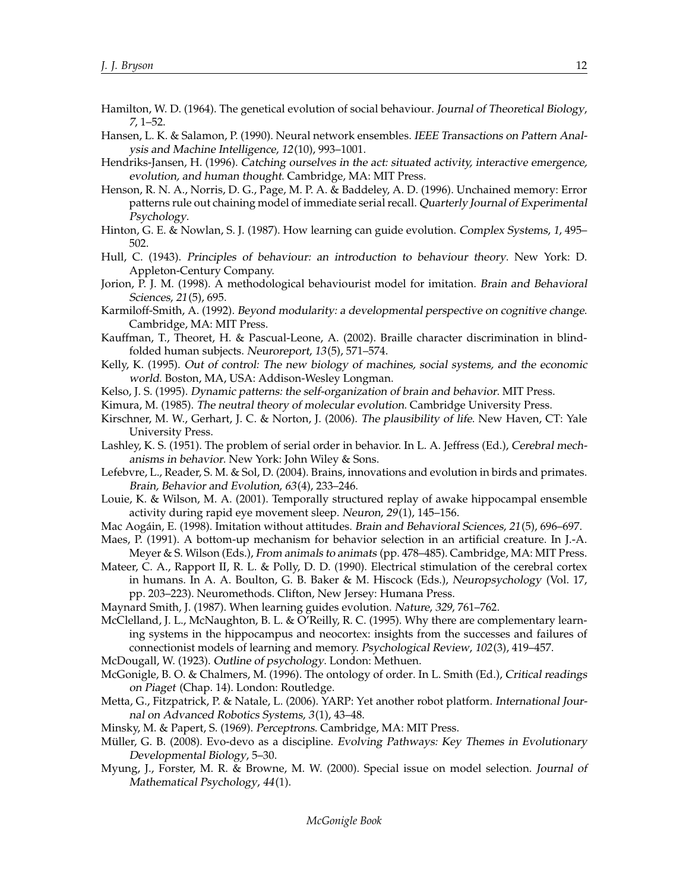Hamilton, W. D. (1964). The genetical evolution of social behaviour. *Journal of Theoretical Biology*, *7*, 1–52.

Hansen, L. K. & Salamon, P. (1990). Neural network ensembles. *IEEE Transactions on Pattern Analysis and Machine Intelligence*, *12*(10), 993–1001.

Hendriks-Jansen, H. (1996). *Catching ourselves in the act: situated activity, interactive emergence, evolution, and human thought*. Cambridge, MA: MIT Press.

Henson, R. N. A., Norris, D. G., Page, M. P. A. & Baddeley, A. D. (1996). Unchained memory: Error patterns rule out chaining model of immediate serial recall. *Quarterly Journal of Experimental Psychology*.

Hinton, G. E. & Nowlan, S. J. (1987). How learning can guide evolution. *Complex Systems*, *1*, 495–502.

Hull, C. (1943). *Principles of behaviour: an introduction to behaviour theory*. New York: D. Appleton-Century Company.

Jorion, P. J. M. (1998). A methodological behaviourist model for imitation. *Brain and Behavioral Sciences*, *21*(5), 695.

Karmiloff-Smith, A. (1992). *Beyond modularity: a developmental perspective on cognitive change*. Cambridge, MA: MIT Press.

Kauffman, T., Theoret, H. & Pascual-Leone, A. (2002). Braille character discrimination in blindfolded human subjects. *Neuroreport*, *13*(5), 571–574.

Kelly, K. (1995). *Out of control: The new biology of machines, social systems, and the economic world*. Boston, MA, USA: Addison-Wesley Longman.

Kelso, J. S. (1995). *Dynamic patterns: the self-organization of brain and behavior*. MIT Press.

Kimura, M. (1985). *The neutral theory of molecular evolution*. Cambridge University Press.

Kirschner, M. W., Gerhart, J. C. & Norton, J. (2006). *The plausibility of life*. New Haven, CT: Yale University Press.

Lashley, K. S. (1951). The problem of serial order in behavior. In L. A. Jeffress (Ed.), *Cerebral mechanisms in behavior*. New York: John Wiley & Sons.

Lefebvre, L., Reader, S. M. & Sol, D. (2004). Brains, innovations and evolution in birds and primates. *Brain, Behavior and Evolution*, *63*(4), 233–246.

Louie, K. & Wilson, M. A. (2001). Temporally structured replay of awake hippocampal ensemble activity during rapid eye movement sleep. *Neuron*, *29*(1), 145–156.

Mac Aogáin, E. (1998). Imitation without attitudes. *Brain and Behavioral Sciences*, *21*(5), 696–697.

Maes, P. (1991). A bottom-up mechanism for behavior selection in an artificial creature. In J.-A. Meyer & S. Wilson (Eds.), *From animals to animats* (pp. 478–485). Cambridge, MA: MIT Press.

Mateer, C. A., Rapport II, R. L. & Polly, D. D. (1990). Electrical stimulation of the cerebral cortex in humans. In A. A. Boulton, G. B. Baker & M. Hiscock (Eds.), *Neuropsychology* (Vol. 17, pp. 203–223). Neuromethods. Clifton, New Jersey: Humana Press.

Maynard Smith, J. (1987). When learning guides evolution. *Nature*, *329*, 761–762.

McClelland, J. L., McNaughton, B. L. & O'Reilly, R. C. (1995). Why there are complementary learning systems in the hippocampus and neocortex: insights from the successes and failures of connectionist models of learning and memory. *Psychological Review*, *102*(3), 419–457.

McDougall, W. (1923). *Outline of psychology*. London: Methuen.

McGonigle, B. O. & Chalmers, M. (1996). The ontology of order. In L. Smith (Ed.), *Critical readings on Piaget* (Chap. 14). London: Routledge.

Metta, G., Fitzpatrick, P. & Natale, L. (2006). YARP: Yet another robot platform. *International Journal on Advanced Robotics Systems*, *3*(1), 43–48.

Minsky, M. & Papert, S. (1969). *Perceptrons*. Cambridge, MA: MIT Press.

Müller, G. B. (2008). Evo-devo as a discipline. *Evolving Pathways: Key Themes in Evolutionary Developmental Biology*, 5–30.

Myung, J., Forster, M. R. & Browne, M. W. (2000). Special issue on model selection. *Journal of Mathematical Psychology*, *44*(1).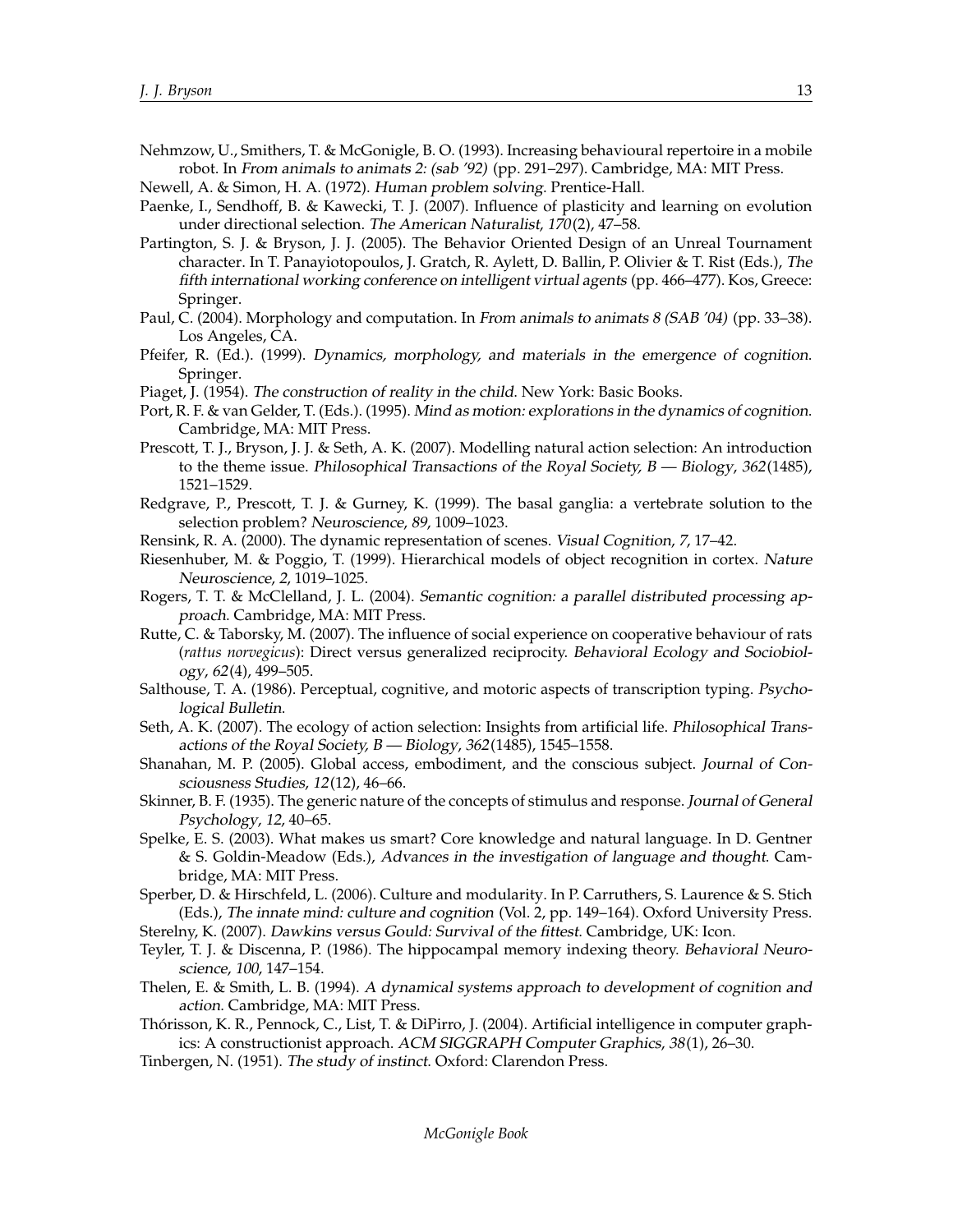Nehmzow, U., Smithers, T. & McGonigle, B. O. (1993). Increasing behavioural repertoire in a mobile robot. In *From animals to animats 2: (sab '92)* (pp. 291–297). Cambridge, MA: MIT Press.

Newell, A. & Simon, H. A. (1972). *Human problem solving*. Prentice-Hall.

Paenke, I., Sendhoff, B. & Kawecki, T. J. (2007). Influence of plasticity and learning on evolution under directional selection. *The American Naturalist*, *170*(2), 47–58.

Partington, S. J. & Bryson, J. J. (2005). The Behavior Oriented Design of an Unreal Tournament character. In T. Panayiotopoulos, J. Gratch, R. Aylett, D. Ballin, P. Olivier & T. Rist (Eds.), *The fifth international working conference on intelligent virtual agents* (pp. 466–477). Kos, Greece: Springer.

Paul, C. (2004). Morphology and computation. In *From animals to animats 8 (SAB '04)* (pp. 33–38). Los Angeles, CA.

Pfeifer, R. (Ed.). (1999). *Dynamics, morphology, and materials in the emergence of cognition*. Springer.

Piaget, J. (1954). *The construction of reality in the child*. New York: Basic Books.

Port, R. F. & van Gelder, T. (Eds.). (1995). *Mind as motion: explorations in the dynamics of cognition*. Cambridge, MA: MIT Press.

Prescott, T. J., Bryson, J. J. & Seth, A. K. (2007). Modelling natural action selection: An introduction to the theme issue. *Philosophical Transactions of the Royal Society, B — Biology*, *362*(1485), 1521–1529.

Redgrave, P., Prescott, T. J. & Gurney, K. (1999). The basal ganglia: a vertebrate solution to the selection problem? *Neuroscience*, *89*, 1009–1023.

Rensink, R. A. (2000). The dynamic representation of scenes. *Visual Cognition*, *7*, 17–42.

Riesenhuber, M. & Poggio, T. (1999). Hierarchical models of object recognition in cortex. *Nature Neuroscience*, *2*, 1019–1025.

Rogers, T. T. & McClelland, J. L. (2004). *Semantic cognition: a parallel distributed processing approach*. Cambridge, MA: MIT Press.

Rutte, C. & Taborsky, M. (2007). The influence of social experience on cooperative behaviour of rats (*rattus norvegicus*): Direct versus generalized reciprocity. *Behavioral Ecology and Sociobiology*, *62*(4), 499–505.

Salthouse, T. A. (1986). Perceptual, cognitive, and motoric aspects of transcription typing. *Psychological Bulletin*.

Seth, A. K. (2007). The ecology of action selection: Insights from artificial life. *Philosophical Transactions of the Royal Society, B — Biology*, *362*(1485), 1545–1558.

Shanahan, M. P. (2005). Global access, embodiment, and the conscious subject. *Journal of Consciousness Studies*, *12*(12), 46–66.

Skinner, B. F. (1935). The generic nature of the concepts of stimulus and response. *Journal of General Psychology*, *12*, 40–65.

Spelke, E. S. (2003). What makes us smart? Core knowledge and natural language. In D. Gentner & S. Goldin-Meadow (Eds.), *Advances in the investigation of language and thought*. Cambridge, MA: MIT Press.

Sperber, D. & Hirschfeld, L. (2006). Culture and modularity. In P. Carruthers, S. Laurence & S. Stich (Eds.), *The innate mind: culture and cognition* (Vol. 2, pp. 149–164). Oxford University Press.

Sterelny, K. (2007). *Dawkins versus Gould: Survival of the fittest*. Cambridge, UK: Icon.

Teyler, T. J. & Discenna, P. (1986). The hippocampal memory indexing theory. *Behavioral Neuroscience*, *100*, 147–154.

Thelen, E. & Smith, L. B. (1994). *A dynamical systems approach to development of cognition and action*. Cambridge, MA: MIT Press.

Thórisson, K. R., Pennock, C., List, T. & DiPirro, J. (2004). Artificial intelligence in computer graphics: A constructionist approach. *ACM SIGGRAPH Computer Graphics*, *38*(1), 26–30.

Tinbergen, N. (1951). *The study of instinct*. Oxford: Clarendon Press.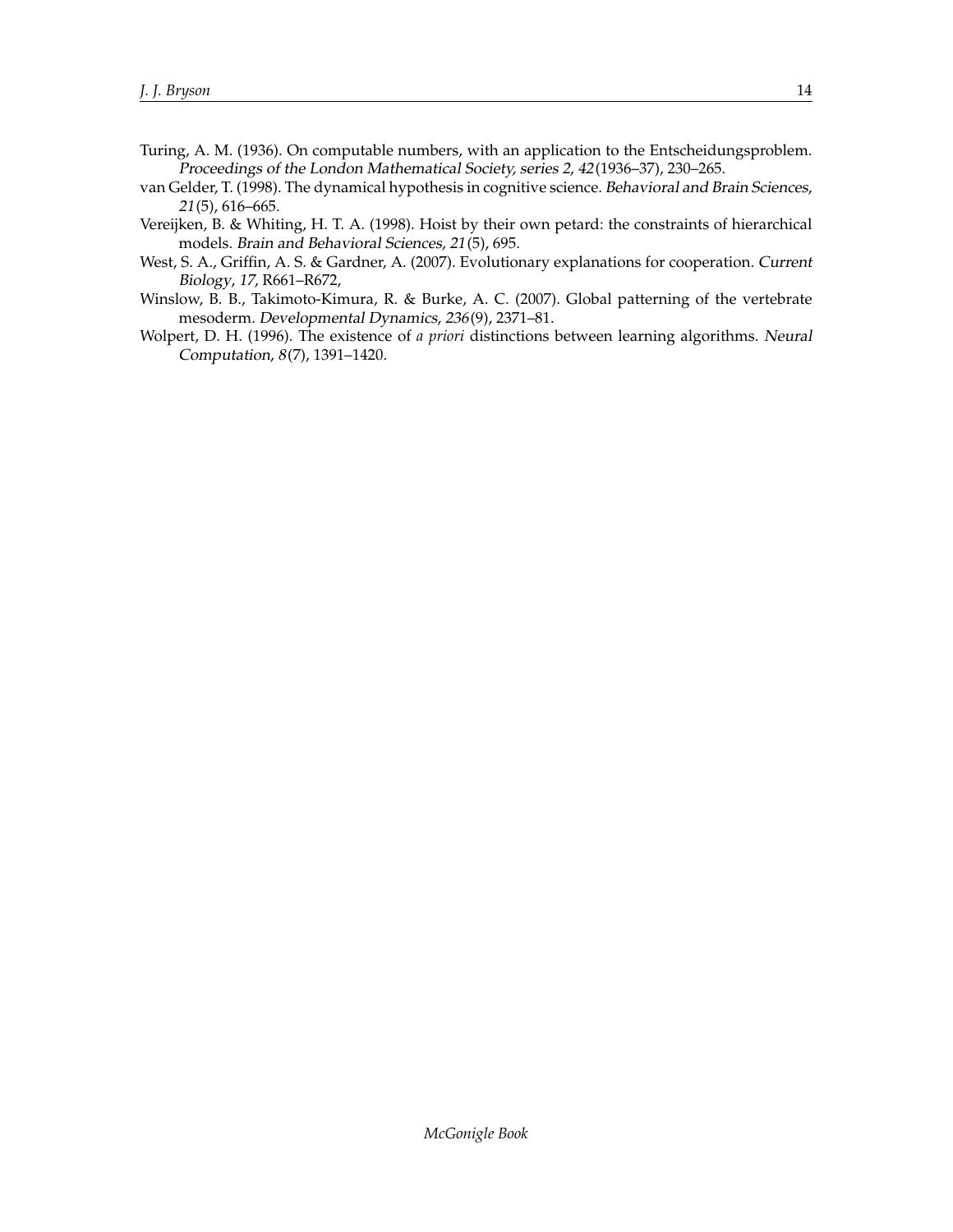Turing, A. M. (1936). On computable numbers, with an application to the Entscheidungsproblem. *Proceedings of the London Mathematical Society, series 2*, *42*(1936–37), 230–265.

van Gelder, T. (1998). The dynamical hypothesis in cognitive science. *Behavioral and Brain Sciences*, *21*(5), 616–665.

Vereijken, B. & Whiting, H. T. A. (1998). Hoist by their own petard: the constraints of hierarchical models. *Brain and Behavioral Sciences*, *21*(5), 695.

West, S. A., Griffin, A. S. & Gardner, A. (2007). Evolutionary explanations for cooperation. *Current Biology*, *17*, R661–R672,

Winslow, B. B., Takimoto-Kimura, R. & Burke, A. C. (2007). Global patterning of the vertebrate mesoderm. *Developmental Dynamics*, *236*(9), 2371–81.

Wolpert, D. H. (1996). The existence of *a priori* distinctions between learning algorithms. *Neural Computation*, *8*(7), 1391–1420.